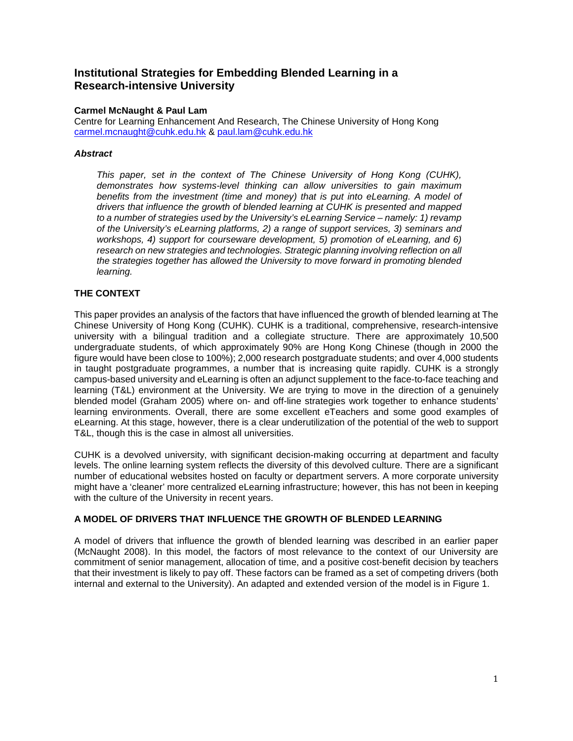# Institutional Strategies for Embedding Blended Learning in a Research-intensive University

**Carmel McNaught & Paul Lam**

Centre for Learning Enhancement And Research, The Chinese University of Hong Kong
carmel.mcnaught@cuhk.edu.hk & paul.lam@cuhk.edu.hk

### *Abstract*

> *This paper, set in the context of The Chinese University of Hong Kong (CUHK), demonstrates how systems-level thinking can allow universities to gain maximum benefits from the investment (time and money) that is put into eLearning. A model of drivers that influence the growth of blended learning at CUHK is presented and mapped to a number of strategies used by the University's eLearning Service – namely: 1) revamp of the University's eLearning platforms, 2) a range of support services, 3) seminars and workshops, 4) support for courseware development, 5) promotion of eLearning, and 6) research on new strategies and technologies. Strategic planning involving reflection on all the strategies together has allowed the University to move forward in promoting blended learning.*

## THE CONTEXT

This paper provides an analysis of the factors that have influenced the growth of blended learning at The Chinese University of Hong Kong (CUHK). CUHK is a traditional, comprehensive, research-intensive university with a bilingual tradition and a collegiate structure. There are approximately 10,500 undergraduate students, of which approximately 90% are Hong Kong Chinese (though in 2000 the figure would have been close to 100%); 2,000 research postgraduate students; and over 4,000 students in taught postgraduate programmes, a number that is increasing quite rapidly. CUHK is a strongly campus-based university and eLearning is often an adjunct supplement to the face-to-face teaching and learning (T&L) environment at the University. We are trying to move in the direction of a genuinely blended model (Graham 2005) where on- and off-line strategies work together to enhance students' learning environments. Overall, there are some excellent eTeachers and some good examples of eLearning. At this stage, however, there is a clear underutilization of the potential of the web to support T&L, though this is the case in almost all universities.

CUHK is a devolved university, with significant decision-making occurring at department and faculty levels. The online learning system reflects the diversity of this devolved culture. There are a significant number of educational websites hosted on faculty or department servers. A more corporate university might have a 'cleaner' more centralized eLearning infrastructure; however, this has not been in keeping with the culture of the University in recent years.

## A MODEL OF DRIVERS THAT INFLUENCE THE GROWTH OF BLENDED LEARNING

A model of drivers that influence the growth of blended learning was described in an earlier paper (McNaught 2008). In this model, the factors of most relevance to the context of our University are commitment of senior management, allocation of time, and a positive cost-benefit decision by teachers that their investment is likely to pay off. These factors can be framed as a set of competing drivers (both internal and external to the University). An adapted and extended version of the model is in Figure 1.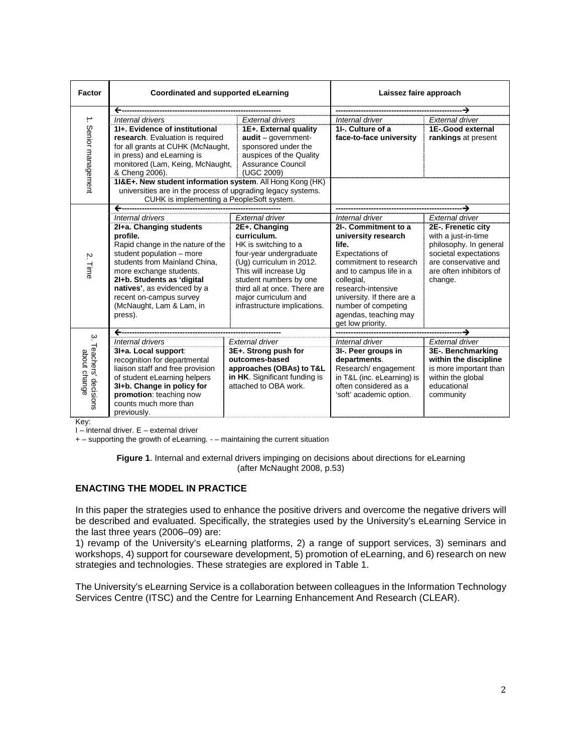| Factor | Coordinated and supported eLearning | | Laissez faire approach | |
|---|---|---|---|---|
| | ←------------------------------------------------------------ | | ------------------------------------------------→ | |
| 1. Senior management | *Internal drivers* | *External drivers* | *Internal driver* | *External driver* |
| | **1I+. Evidence of institutional research**. Evaluation is required for all grants at CUHK (McNaught, in press) and eLearning is monitored (Lam, Keing, McNaught, & Cheng 2006). | **1E+. External quality audit** – government-sponsored under the auspices of the Quality Assurance Council (UGC 2009) | **1I-. Culture of a face-to-face university** | **1E-.Good external rankings** at present |
| | **1I&E+. New student information system**. All Hong Kong (HK) universities are in the process of upgrading legacy systems. CUHK is implementing a PeopleSoft system. | | | |
| | ←------------------------------------------------------------ | | ------------------------------------------------→ | |
| 2. Time | *Internal drivers* | *External driver* | *Internal driver* | *External driver* |
| | **2I+a. Changing students profile.** Rapid change in the nature of the student population – more students from Mainland China, more exchange students. **2I+b. Students as 'digital natives'**, as evidenced by a recent on-campus survey (McNaught, Lam & Lam, in press). | **2E+. Changing curriculum.** HK is switching to a four-year undergraduate (Ug) curriculum in 2012. This will increase Ug student numbers by one third all at once. There are major curriculum and infrastructure implications. | **2I-. Commitment to a university research life.** Expectations of commitment to research and to campus life in a collegial, research-intensive university. If there are a number of competing agendas, teaching may get low priority. | **2E-. Frenetic city** with a just-in-time philosophy. In general societal expectations are conservative and are often inhibitors of change. |
| | ←------------------------------------------------------------ | | ------------------------------------------------→ | |
| 3. Teachers' decisions about change | *Internal drivers* | *External driver* | *Internal driver* | *External driver* |
| | **3I+a. Local support**: recognition for departmental liaison staff and free provision of student eLearning helpers **3I+b. Change in policy for promotion**: teaching now counts much more than previously. | **3E+. Strong push for outcomes-based approaches (OBAs) to T&L in HK**. Significant funding is attached to OBA work. | **3I-. Peer groups in departments**. Research/ engagement in T&L (inc. eLearning) is often considered as a 'soft' academic option. | **3E-. Benchmarking within the discipline** is more important than within the global educational community |

Key:
I – internal driver. E – external driver
+ – supporting the growth of eLearning. - – maintaining the current situation

**Figure 1**. Internal and external drivers impinging on decisions about directions for eLearning (after McNaught 2008, p.53)

### ENACTING THE MODEL IN PRACTICE

In this paper the strategies used to enhance the positive drivers and overcome the negative drivers will be described and evaluated. Specifically, the strategies used by the University's eLearning Service in the last three years (2006–09) are:
1) revamp of the University's eLearning platforms, 2) a range of support services, 3) seminars and workshops, 4) support for courseware development, 5) promotion of eLearning, and 6) research on new strategies and technologies. These strategies are explored in Table 1.

The University's eLearning Service is a collaboration between colleagues in the Information Technology Services Centre (ITSC) and the Centre for Learning Enhancement And Research (CLEAR).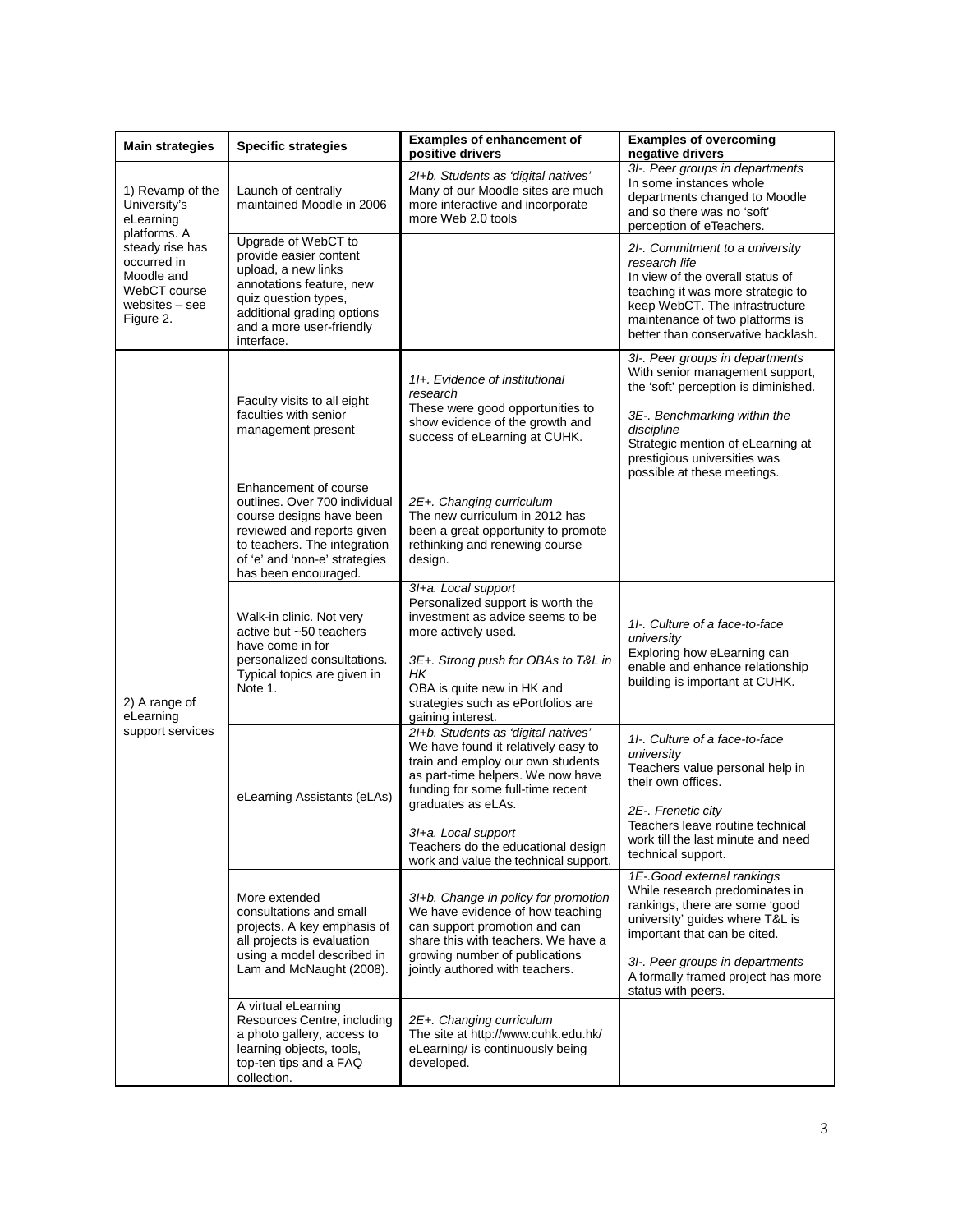| Main strategies | Specific strategies | Examples of enhancement of positive drivers | Examples of overcoming negative drivers |
|---|---|---|---|
| 1) Revamp of the University's eLearning platforms. A steady rise has occurred in Moodle and WebCT course websites – see Figure 2. | Launch of centrally maintained Moodle in 2006 | *2I+b. Students as 'digital natives'*<br>Many of our Moodle sites are much more interactive and incorporate more Web 2.0 tools | *3I-. Peer groups in departments*<br>In some instances whole departments changed to Moodle and so there was no 'soft' perception of eTeachers. |
| | Upgrade of WebCT to provide easier content upload, a new links annotations feature, new quiz question types, additional grading options and a more user-friendly interface. | | *2I-. Commitment to a university research life*<br>In view of the overall status of teaching it was more strategic to keep WebCT. The infrastructure maintenance of two platforms is better than conservative backlash. |
| 2) A range of eLearning support services | Faculty visits to all eight faculties with senior management present | *1I+. Evidence of institutional research*<br>These were good opportunities to show evidence of the growth and success of eLearning at CUHK. | *3I-. Peer groups in departments*<br>With senior management support, the 'soft' perception is diminished.<br><br>*3E-. Benchmarking within the discipline*<br>Strategic mention of eLearning at prestigious universities was possible at these meetings. |
| | Enhancement of course outlines. Over 700 individual course designs have been reviewed and reports given to teachers. The integration of 'e' and 'non-e' strategies has been encouraged. | *2E+. Changing curriculum*<br>The new curriculum in 2012 has been a great opportunity to promote rethinking and renewing course design. | |
| | Walk-in clinic. Not very active but ~50 teachers have come in for personalized consultations. Typical topics are given in Note 1. | *3I+a. Local support*<br>Personalized support is worth the investment as advice seems to be more actively used.<br><br>*3E+. Strong push for OBAs to T&L in HK*<br>OBA is quite new in HK and strategies such as ePortfolios are gaining interest. | *1I-. Culture of a face-to-face university*<br>Exploring how eLearning can enable and enhance relationship building is important at CUHK. |
| | eLearning Assistants (eLAs) | *2I+b. Students as 'digital natives'*<br>We have found it relatively easy to train and employ our own students as part-time helpers. We now have funding for some full-time recent graduates as eLAs.<br><br>*3I+a. Local support*<br>Teachers do the educational design work and value the technical support. | *1I-. Culture of a face-to-face university*<br>Teachers value personal help in their own offices.<br><br>*2E-. Frenetic city*<br>Teachers leave routine technical work till the last minute and need technical support. |
| | More extended consultations and small projects. A key emphasis of all projects is evaluation using a model described in Lam and McNaught (2008). | *3I+b. Change in policy for promotion*<br>We have evidence of how teaching can support promotion and can share this with teachers. We have a growing number of publications jointly authored with teachers. | *1E-.Good external rankings*<br>While research predominates in rankings, there are some 'good university' guides where T&L is important that can be cited.<br><br>*3I-. Peer groups in departments*<br>A formally framed project has more status with peers. |
| | A virtual eLearning Resources Centre, including a photo gallery, access to learning objects, tools, top-ten tips and a FAQ collection. | *2E+. Changing curriculum*<br>The site at http://www.cuhk.edu.hk/eLearning/ is continuously being developed. | |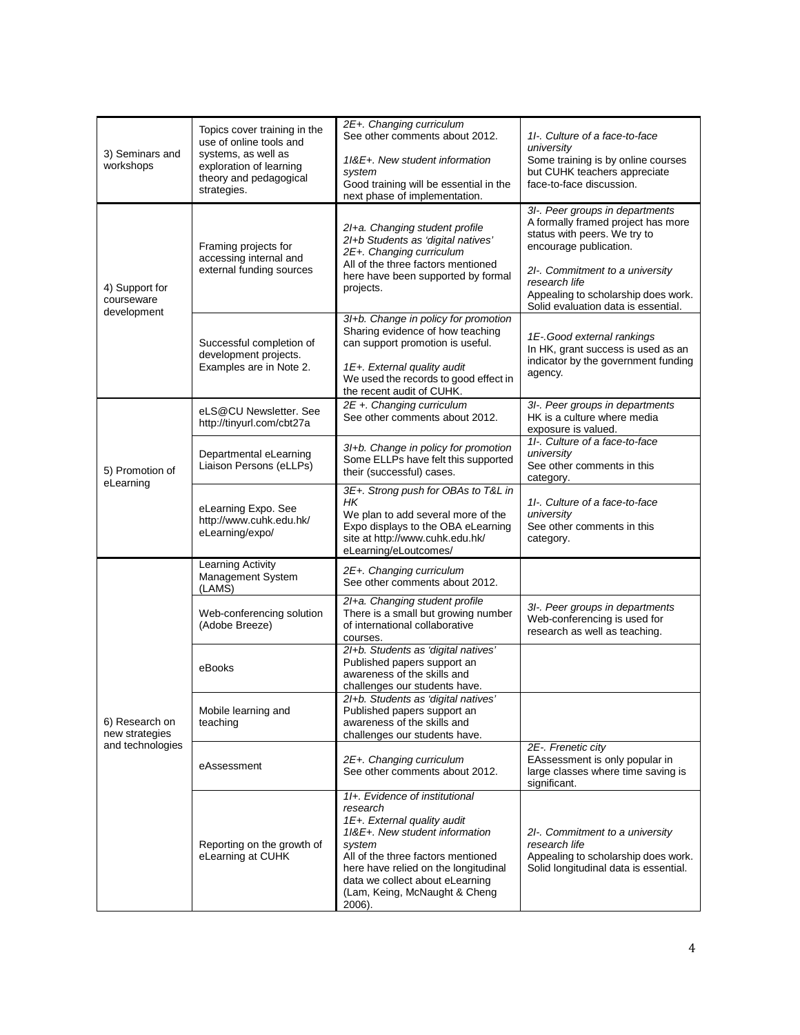| | | | |
|---|---|---|---|
| 3) Seminars and workshops | Topics cover training in the use of online tools and systems, as well as exploration of learning theory and pedagogical strategies. | *2E+. Changing curriculum*<br>See other comments about 2012.<br><br>*1I&E+. New student information system*<br>Good training will be essential in the next phase of implementation. | *1I-. Culture of a face-to-face university*<br>Some training is by online courses but CUHK teachers appreciate face-to-face discussion. |
| 4) Support for courseware development | Framing projects for accessing internal and external funding sources | *2I+a. Changing student profile*<br>*2I+b Students as 'digital natives'*<br>*2E+. Changing curriculum*<br>All of the three factors mentioned here have been supported by formal projects. | *3I-. Peer groups in departments*<br>A formally framed project has more status with peers. We try to encourage publication.<br><br>*2I-. Commitment to a university research life*<br>Appealing to scholarship does work. Solid evaluation data is essential. |
| | Successful completion of development projects. Examples are in Note 2. | *3I+b. Change in policy for promotion*<br>Sharing evidence of how teaching can support promotion is useful.<br><br>*1E+. External quality audit*<br>We used the records to good effect in the recent audit of CUHK. | *1E-.Good external rankings*<br>In HK, grant success is used as an indicator by the government funding agency. |
| 5) Promotion of eLearning | eLS@CU Newsletter. See http://tinyurl.com/cbt27a | *2E +. Changing curriculum*<br>See other comments about 2012. | *3I-. Peer groups in departments*<br>HK is a culture where media exposure is valued. |
| | Departmental eLearning Liaison Persons (eLLPs) | *3I+b. Change in policy for promotion*<br>Some ELLPs have felt this supported their (successful) cases. | *1I-. Culture of a face-to-face university*<br>See other comments in this category. |
| | eLearning Expo. See http://www.cuhk.edu.hk/eLearning/expo/ | *3E+. Strong push for OBAs to T&L in HK*<br>We plan to add several more of the Expo displays to the OBA eLearning site at http://www.cuhk.edu.hk/eLearning/eLoutcomes/ | *1I-. Culture of a face-to-face university*<br>See other comments in this category. |
| 6) Research on new strategies and technologies | Learning Activity Management System (LAMS) | *2E+. Changing curriculum*<br>See other comments about 2012. | |
| | Web-conferencing solution (Adobe Breeze) | *2I+a. Changing student profile*<br>There is a small but growing number of international collaborative courses. | *3I-. Peer groups in departments*<br>Web-conferencing is used for research as well as teaching. |
| | eBooks | *2I+b. Students as 'digital natives'*<br>Published papers support an awareness of the skills and challenges our students have. | |
| | Mobile learning and teaching | *2I+b. Students as 'digital natives'*<br>Published papers support an awareness of the skills and challenges our students have. | |
| | eAssessment | *2E+. Changing curriculum*<br>See other comments about 2012. | *2E-. Frenetic city*<br>EAssessment is only popular in large classes where time saving is significant. |
| | Reporting on the growth of eLearning at CUHK | *1I+. Evidence of institutional research*<br>*1E+. External quality audit*<br>*1I&E+. New student information system*<br>All of the three factors mentioned here have relied on the longitudinal data we collect about eLearning (Lam, Keing, McNaught & Cheng 2006). | *2I-. Commitment to a university research life*<br>Appealing to scholarship does work. Solid longitudinal data is essential. |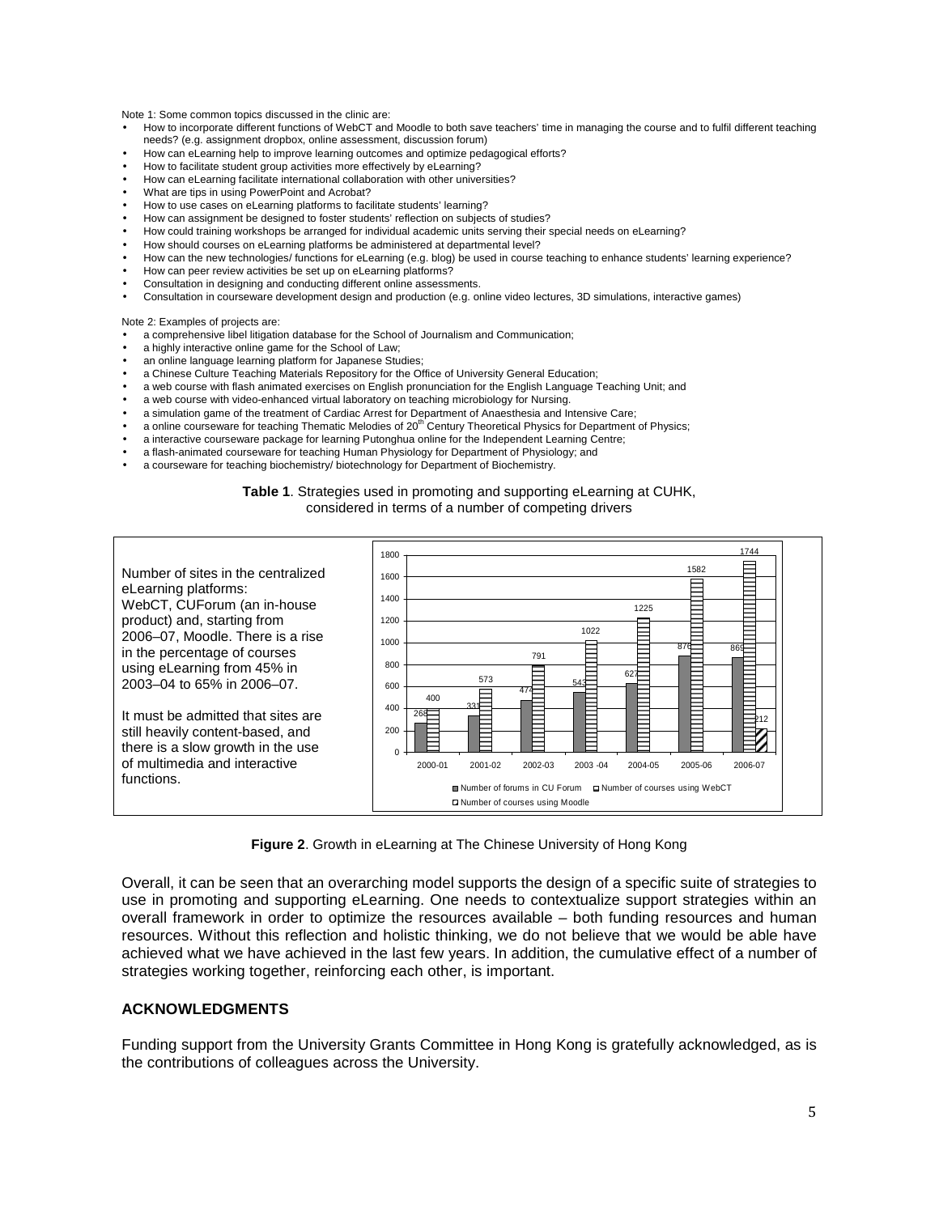Note 1: Some common topics discussed in the clinic are:

- How to incorporate different functions of WebCT and Moodle to both save teachers' time in managing the course and to fulfil different teaching needs? (e.g. assignment dropbox, online assessment, discussion forum)
- How can eLearning help to improve learning outcomes and optimize pedagogical efforts?
- How to facilitate student group activities more effectively by eLearning?
- How can eLearning facilitate international collaboration with other universities?
- What are tips in using PowerPoint and Acrobat?
- How to use cases on eLearning platforms to facilitate students' learning?
- How can assignment be designed to foster students' reflection on subjects of studies?
- How could training workshops be arranged for individual academic units serving their special needs on eLearning?
- How should courses on eLearning platforms be administered at departmental level?
- How can the new technologies/ functions for eLearning (e.g. blog) be used in course teaching to enhance students' learning experience?
- How can peer review activities be set up on eLearning platforms?
- Consultation in designing and conducting different online assessments.
- Consultation in courseware development design and production (e.g. online video lectures, 3D simulations, interactive games)

Note 2: Examples of projects are:

- a comprehensive libel litigation database for the School of Journalism and Communication;
- a highly interactive online game for the School of Law;
- an online language learning platform for Japanese Studies;
- a Chinese Culture Teaching Materials Repository for the Office of University General Education;
- a web course with flash animated exercises on English pronunciation for the English Language Teaching Unit; and
- a web course with video-enhanced virtual laboratory on teaching microbiology for Nursing.
- a simulation game of the treatment of Cardiac Arrest for Department of Anaesthesia and Intensive Care;
- a online courseware for teaching Thematic Melodies of 20th Century Theoretical Physics for Department of Physics;
- a interactive courseware package for learning Putonghua online for the Independent Learning Centre;
- a flash-animated courseware for teaching Human Physiology for Department of Physiology; and
- a courseware for teaching biochemistry/ biotechnology for Department of Biochemistry.

**Table 1**. Strategies used in promoting and supporting eLearning at CUHK, considered in terms of a number of competing drivers

Number of sites in the centralized eLearning platforms: WebCT, CUForum (an in-house product) and, starting from 2006–07, Moodle. There is a rise in the percentage of courses using eLearning from 45% in 2003–04 to 65% in 2006–07.

It must be admitted that sites are still heavily content-based, and there is a slow growth in the use of multimedia and interactive functions.

| Year | Number of forums in CU Forum | Number of courses using WebCT | Number of courses using Moodle |
|---|---|---|---|
| 2000-01 | 268 | 400 | |
| 2001-02 | 331 | 573 | |
| 2002-03 | 474 | 791 | |
| 2003 -04 | 543 | 1022 | |
| 2004-05 | 627 | 1225 | |
| 2005-06 | 876 | 1582 | |
| 2006-07 | 869 | 1744 | 212 |

**Figure 2**. Growth in eLearning at The Chinese University of Hong Kong

Overall, it can be seen that an overarching model supports the design of a specific suite of strategies to use in promoting and supporting eLearning. One needs to contextualize support strategies within an overall framework in order to optimize the resources available – both funding resources and human resources. Without this reflection and holistic thinking, we do not believe that we would be able have achieved what we have achieved in the last few years. In addition, the cumulative effect of a number of strategies working together, reinforcing each other, is important.

## ACKNOWLEDGMENTS

Funding support from the University Grants Committee in Hong Kong is gratefully acknowledged, as is the contributions of colleagues across the University.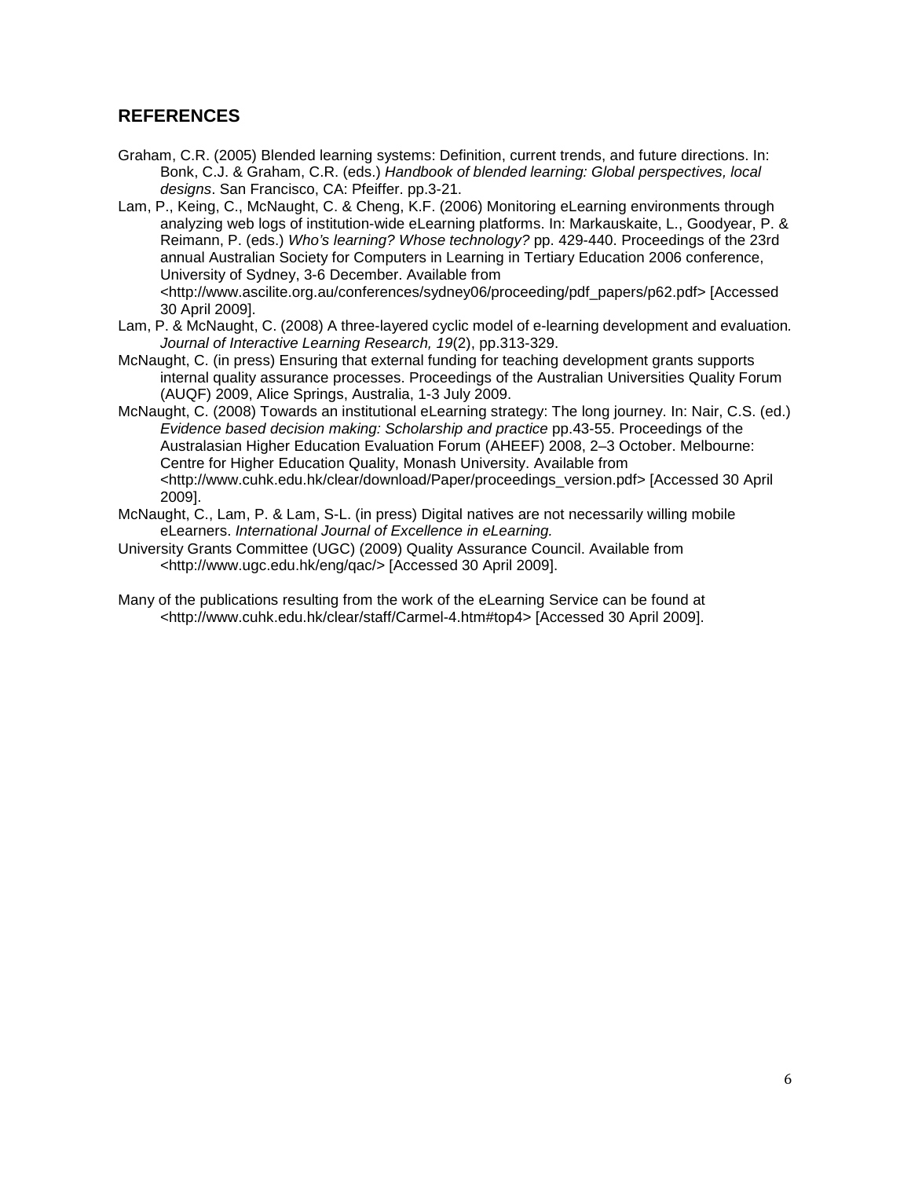## REFERENCES

Graham, C.R. (2005) Blended learning systems: Definition, current trends, and future directions. In: Bonk, C.J. & Graham, C.R. (eds.) *Handbook of blended learning: Global perspectives, local designs*. San Francisco, CA: Pfeiffer. pp.3-21.

Lam, P., Keing, C., McNaught, C. & Cheng, K.F. (2006) Monitoring eLearning environments through analyzing web logs of institution-wide eLearning platforms. In: Markauskaite, L., Goodyear, P. & Reimann, P. (eds.) *Who's learning? Whose technology?* pp. 429-440. Proceedings of the 23rd annual Australian Society for Computers in Learning in Tertiary Education 2006 conference, University of Sydney, 3-6 December. Available from <http://www.ascilite.org.au/conferences/sydney06/proceeding/pdf_papers/p62.pdf> [Accessed 30 April 2009].

Lam, P. & McNaught, C. (2008) A three-layered cyclic model of e-learning development and evaluation*.* *Journal of Interactive Learning Research, 19*(2), pp.313-329.

McNaught, C. (in press) Ensuring that external funding for teaching development grants supports internal quality assurance processes. Proceedings of the Australian Universities Quality Forum (AUQF) 2009, Alice Springs, Australia, 1-3 July 2009.

McNaught, C. (2008) Towards an institutional eLearning strategy: The long journey. In: Nair, C.S. (ed.) *Evidence based decision making: Scholarship and practice* pp.43-55. Proceedings of the Australasian Higher Education Evaluation Forum (AHEEF) 2008, 2–3 October. Melbourne: Centre for Higher Education Quality, Monash University. Available from <http://www.cuhk.edu.hk/clear/download/Paper/proceedings_version.pdf> [Accessed 30 April 2009].

McNaught, C., Lam, P. & Lam, S-L. (in press) Digital natives are not necessarily willing mobile eLearners. *International Journal of Excellence in eLearning.*

University Grants Committee (UGC) (2009) Quality Assurance Council. Available from <http://www.ugc.edu.hk/eng/qac/> [Accessed 30 April 2009].

Many of the publications resulting from the work of the eLearning Service can be found at <http://www.cuhk.edu.hk/clear/staff/Carmel-4.htm#top4> [Accessed 30 April 2009].